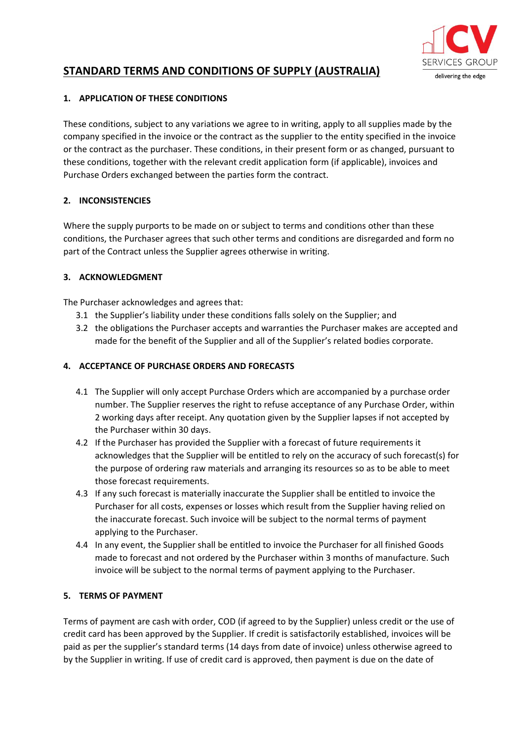# STANDARD TERMS AND CONDITIONS OF SUPPLY (AUSTRALIA)

## 1. APPLICATION OF THESE CONDITIONS

These conditions, subject to any variations we agree to in writing, apply to all supplies made by the company specified in the invoice or the contract as the supplier to the entity specified in the invoice or the contract as the purchaser. These conditions, in their present form or as changed, pursuant to these conditions, together with the relevant credit application form (if applicable), invoices and Purchase Orders exchanged between the parties form the contract.

## 2. INCONSISTENCIES

Where the supply purports to be made on or subject to terms and conditions other than these conditions, the Purchaser agrees that such other terms and conditions are disregarded and form no part of the Contract unless the Supplier agrees otherwise in writing.

## 3. ACKNOWLEDGMENT

The Purchaser acknowledges and agrees that:

3.1 the Supplier's liability under these conditions falls solely on the Supplier; and

3.2 the obligations the Purchaser accepts and warranties the Purchaser makes are accepted and made for the benefit of the Supplier and all of the Supplier's related bodies corporate.

## 4. ACCEPTANCE OF PURCHASE ORDERS AND FORECASTS

4.1 The Supplier will only accept Purchase Orders which are accompanied by a purchase order number. The Supplier reserves the right to refuse acceptance of any Purchase Order, within 2 working days after receipt. Any quotation given by the Supplier lapses if not accepted by the Purchaser within 30 days.

4.2 If the Purchaser has provided the Supplier with a forecast of future requirements it acknowledges that the Supplier will be entitled to rely on the accuracy of such forecast(s) for the purpose of ordering raw materials and arranging its resources so as to be able to meet those forecast requirements.

4.3 If any such forecast is materially inaccurate the Supplier shall be entitled to invoice the Purchaser for all costs, expenses or losses which result from the Supplier having relied on the inaccurate forecast. Such invoice will be subject to the normal terms of payment applying to the Purchaser.

4.4 In any event, the Supplier shall be entitled to invoice the Purchaser for all finished Goods made to forecast and not ordered by the Purchaser within 3 months of manufacture. Such invoice will be subject to the normal terms of payment applying to the Purchaser.

## 5. TERMS OF PAYMENT

Terms of payment are cash with order, COD (if agreed to by the Supplier) unless credit or the use of credit card has been approved by the Supplier. If credit is satisfactorily established, invoices will be paid as per the supplier's standard terms (14 days from date of invoice) unless otherwise agreed to by the Supplier in writing. If use of credit card is approved, then payment is due on the date of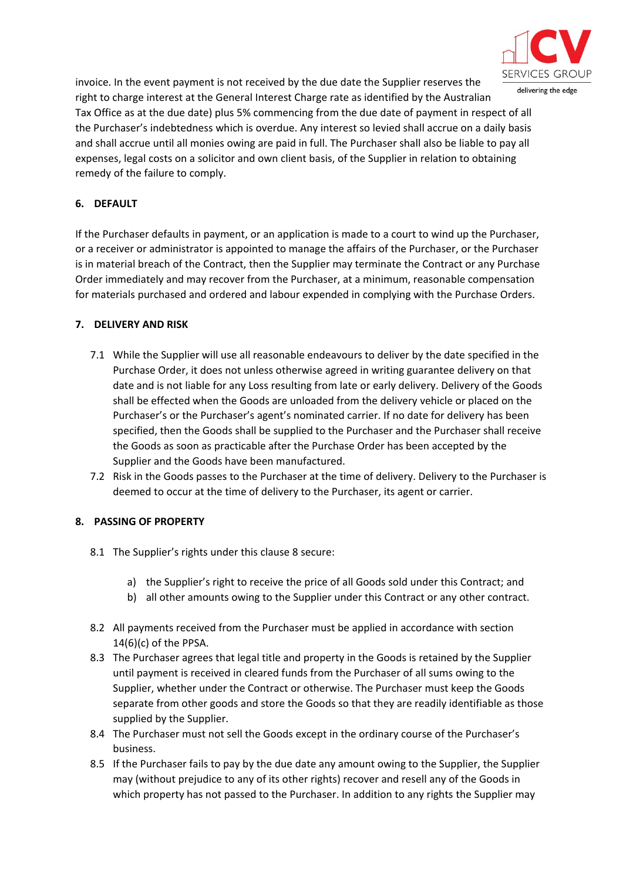invoice. In the event payment is not received by the due date the Supplier reserves the right to charge interest at the General Interest Charge rate as identified by the Australian Tax Office as at the due date) plus 5% commencing from the due date of payment in respect of all the Purchaser's indebtedness which is overdue. Any interest so levied shall accrue on a daily basis and shall accrue until all monies owing are paid in full. The Purchaser shall also be liable to pay all expenses, legal costs on a solicitor and own client basis, of the Supplier in relation to obtaining remedy of the failure to comply.

**6. DEFAULT**

If the Purchaser defaults in payment, or an application is made to a court to wind up the Purchaser, or a receiver or administrator is appointed to manage the affairs of the Purchaser, or the Purchaser is in material breach of the Contract, then the Supplier may terminate the Contract or any Purchase Order immediately and may recover from the Purchaser, at a minimum, reasonable compensation for materials purchased and ordered and labour expended in complying with the Purchase Orders.

**7. DELIVERY AND RISK**

7.1 While the Supplier will use all reasonable endeavours to deliver by the date specified in the Purchase Order, it does not unless otherwise agreed in writing guarantee delivery on that date and is not liable for any Loss resulting from late or early delivery. Delivery of the Goods shall be effected when the Goods are unloaded from the delivery vehicle or placed on the Purchaser's or the Purchaser's agent's nominated carrier. If no date for delivery has been specified, then the Goods shall be supplied to the Purchaser and the Purchaser shall receive the Goods as soon as practicable after the Purchase Order has been accepted by the Supplier and the Goods have been manufactured.

7.2 Risk in the Goods passes to the Purchaser at the time of delivery. Delivery to the Purchaser is deemed to occur at the time of delivery to the Purchaser, its agent or carrier.

**8. PASSING OF PROPERTY**

8.1 The Supplier's rights under this clause 8 secure:

a) the Supplier's right to receive the price of all Goods sold under this Contract; and
b) all other amounts owing to the Supplier under this Contract or any other contract.

8.2 All payments received from the Purchaser must be applied in accordance with section 14(6)(c) of the PPSA.

8.3 The Purchaser agrees that legal title and property in the Goods is retained by the Supplier until payment is received in cleared funds from the Purchaser of all sums owing to the Supplier, whether under the Contract or otherwise. The Purchaser must keep the Goods separate from other goods and store the Goods so that they are readily identifiable as those supplied by the Supplier.

8.4 The Purchaser must not sell the Goods except in the ordinary course of the Purchaser's business.

8.5 If the Purchaser fails to pay by the due date any amount owing to the Supplier, the Supplier may (without prejudice to any of its other rights) recover and resell any of the Goods in which property has not passed to the Purchaser. In addition to any rights the Supplier may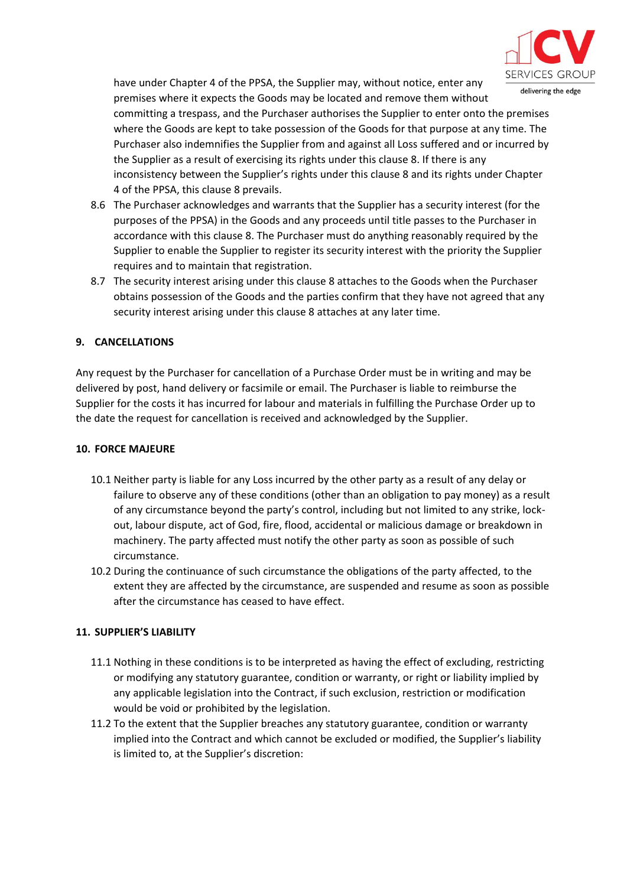have under Chapter 4 of the PPSA, the Supplier may, without notice, enter any premises where it expects the Goods may be located and remove them without committing a trespass, and the Purchaser authorises the Supplier to enter onto the premises where the Goods are kept to take possession of the Goods for that purpose at any time. The Purchaser also indemnifies the Supplier from and against all Loss suffered and or incurred by the Supplier as a result of exercising its rights under this clause 8. If there is any inconsistency between the Supplier's rights under this clause 8 and its rights under Chapter 4 of the PPSA, this clause 8 prevails.

8.6 The Purchaser acknowledges and warrants that the Supplier has a security interest (for the purposes of the PPSA) in the Goods and any proceeds until title passes to the Purchaser in accordance with this clause 8. The Purchaser must do anything reasonably required by the Supplier to enable the Supplier to register its security interest with the priority the Supplier requires and to maintain that registration.

8.7 The security interest arising under this clause 8 attaches to the Goods when the Purchaser obtains possession of the Goods and the parties confirm that they have not agreed that any security interest arising under this clause 8 attaches at any later time.

## 9. CANCELLATIONS

Any request by the Purchaser for cancellation of a Purchase Order must be in writing and may be delivered by post, hand delivery or facsimile or email. The Purchaser is liable to reimburse the Supplier for the costs it has incurred for labour and materials in fulfilling the Purchase Order up to the date the request for cancellation is received and acknowledged by the Supplier.

## 10. FORCE MAJEURE

10.1 Neither party is liable for any Loss incurred by the other party as a result of any delay or failure to observe any of these conditions (other than an obligation to pay money) as a result of any circumstance beyond the party's control, including but not limited to any strike, lock-out, labour dispute, act of God, fire, flood, accidental or malicious damage or breakdown in machinery. The party affected must notify the other party as soon as possible of such circumstance.

10.2 During the continuance of such circumstance the obligations of the party affected, to the extent they are affected by the circumstance, are suspended and resume as soon as possible after the circumstance has ceased to have effect.

## 11. SUPPLIER'S LIABILITY

11.1 Nothing in these conditions is to be interpreted as having the effect of excluding, restricting or modifying any statutory guarantee, condition or warranty, or right or liability implied by any applicable legislation into the Contract, if such exclusion, restriction or modification would be void or prohibited by the legislation.

11.2 To the extent that the Supplier breaches any statutory guarantee, condition or warranty implied into the Contract and which cannot be excluded or modified, the Supplier's liability is limited to, at the Supplier's discretion: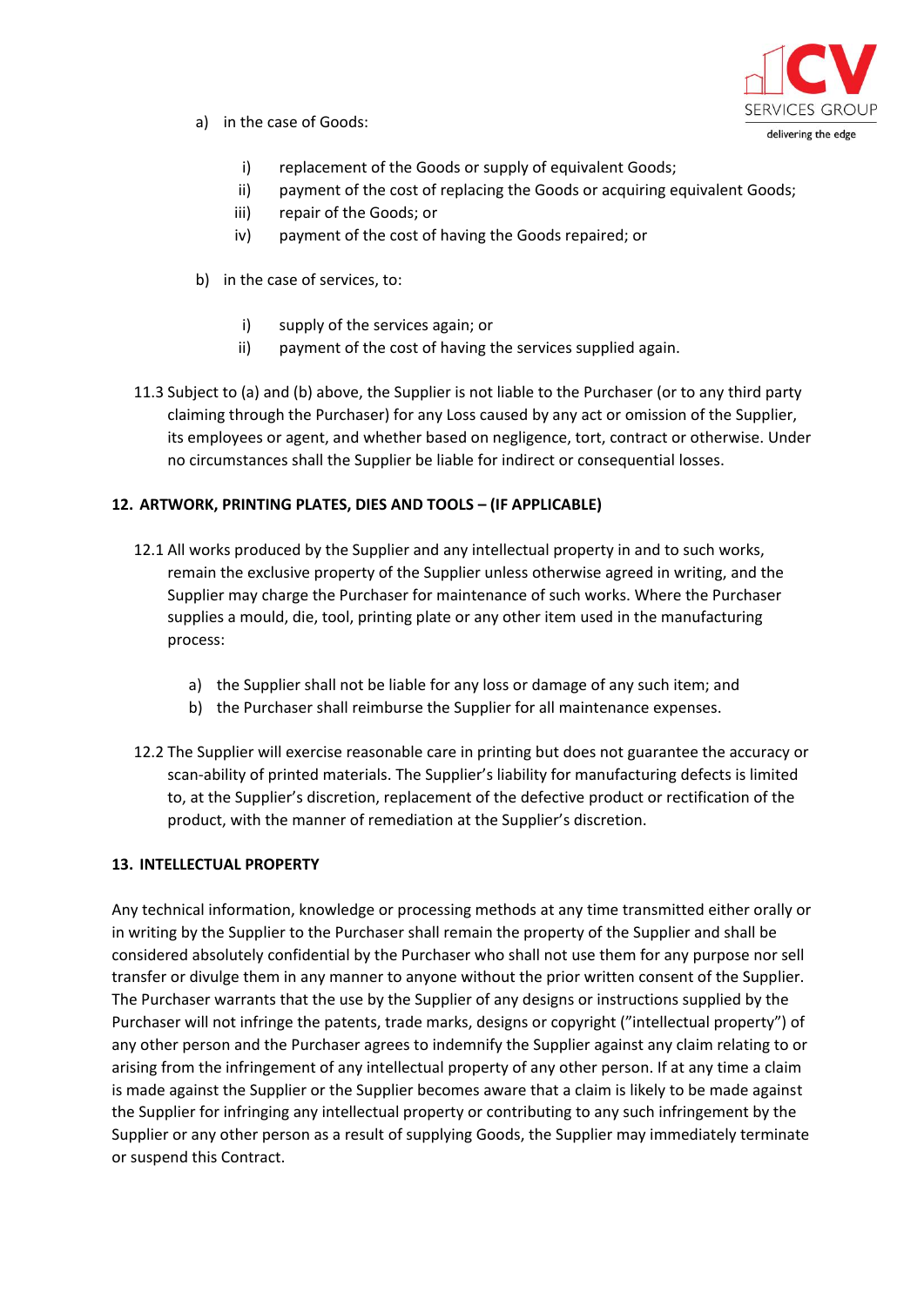a) in the case of Goods:

   i) replacement of the Goods or supply of equivalent Goods;
   ii) payment of the cost of replacing the Goods or acquiring equivalent Goods;
   iii) repair of the Goods; or
   iv) payment of the cost of having the Goods repaired; or

b) in the case of services, to:

   i) supply of the services again; or
   ii) payment of the cost of having the services supplied again.

11.3 Subject to (a) and (b) above, the Supplier is not liable to the Purchaser (or to any third party claiming through the Purchaser) for any Loss caused by any act or omission of the Supplier, its employees or agent, and whether based on negligence, tort, contract or otherwise. Under no circumstances shall the Supplier be liable for indirect or consequential losses.

**12. ARTWORK, PRINTING PLATES, DIES AND TOOLS – (IF APPLICABLE)**

12.1 All works produced by the Supplier and any intellectual property in and to such works, remain the exclusive property of the Supplier unless otherwise agreed in writing, and the Supplier may charge the Purchaser for maintenance of such works. Where the Purchaser supplies a mould, die, tool, printing plate or any other item used in the manufacturing process:

a) the Supplier shall not be liable for any loss or damage of any such item; and
b) the Purchaser shall reimburse the Supplier for all maintenance expenses.

12.2 The Supplier will exercise reasonable care in printing but does not guarantee the accuracy or scan-ability of printed materials. The Supplier's liability for manufacturing defects is limited to, at the Supplier's discretion, replacement of the defective product or rectification of the product, with the manner of remediation at the Supplier's discretion.

**13. INTELLECTUAL PROPERTY**

Any technical information, knowledge or processing methods at any time transmitted either orally or in writing by the Supplier to the Purchaser shall remain the property of the Supplier and shall be considered absolutely confidential by the Purchaser who shall not use them for any purpose nor sell transfer or divulge them in any manner to anyone without the prior written consent of the Supplier. The Purchaser warrants that the use by the Supplier of any designs or instructions supplied by the Purchaser will not infringe the patents, trade marks, designs or copyright ("intellectual property") of any other person and the Purchaser agrees to indemnify the Supplier against any claim relating to or arising from the infringement of any intellectual property of any other person. If at any time a claim is made against the Supplier or the Supplier becomes aware that a claim is likely to be made against the Supplier for infringing any intellectual property or contributing to any such infringement by the Supplier or any other person as a result of supplying Goods, the Supplier may immediately terminate or suspend this Contract.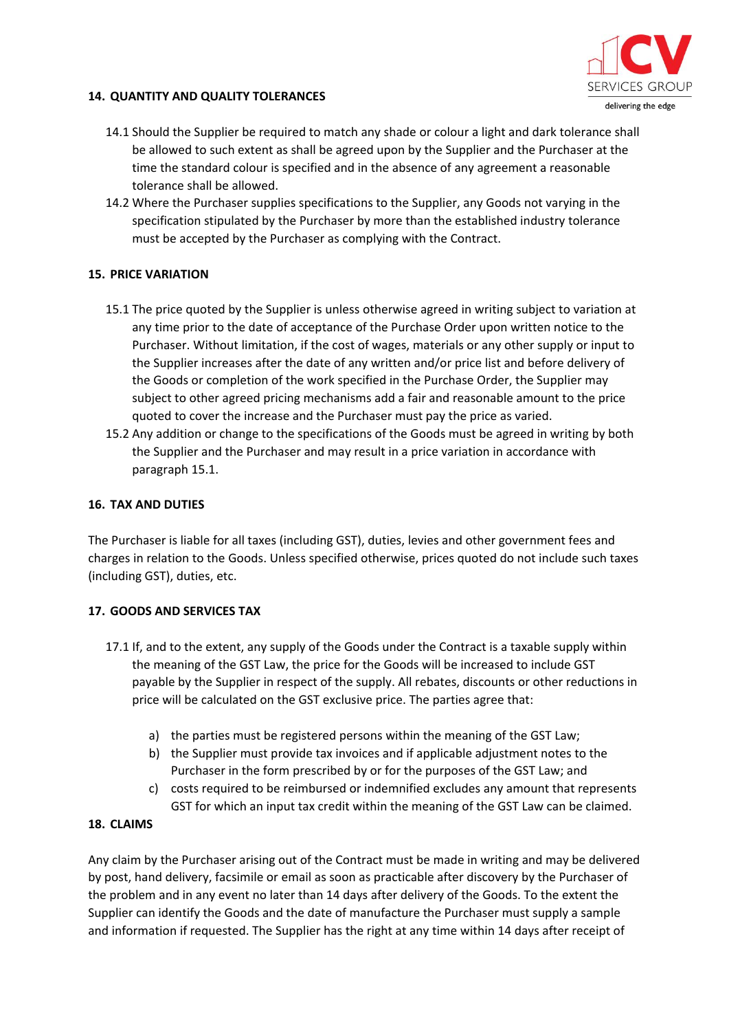## 14. QUANTITY AND QUALITY TOLERANCES

14.1 Should the Supplier be required to match any shade or colour a light and dark tolerance shall be allowed to such extent as shall be agreed upon by the Supplier and the Purchaser at the time the standard colour is specified and in the absence of any agreement a reasonable tolerance shall be allowed.

14.2 Where the Purchaser supplies specifications to the Supplier, any Goods not varying in the specification stipulated by the Purchaser by more than the established industry tolerance must be accepted by the Purchaser as complying with the Contract.

## 15. PRICE VARIATION

15.1 The price quoted by the Supplier is unless otherwise agreed in writing subject to variation at any time prior to the date of acceptance of the Purchase Order upon written notice to the Purchaser. Without limitation, if the cost of wages, materials or any other supply or input to the Supplier increases after the date of any written and/or price list and before delivery of the Goods or completion of the work specified in the Purchase Order, the Supplier may subject to other agreed pricing mechanisms add a fair and reasonable amount to the price quoted to cover the increase and the Purchaser must pay the price as varied.

15.2 Any addition or change to the specifications of the Goods must be agreed in writing by both the Supplier and the Purchaser and may result in a price variation in accordance with paragraph 15.1.

## 16. TAX AND DUTIES

The Purchaser is liable for all taxes (including GST), duties, levies and other government fees and charges in relation to the Goods. Unless specified otherwise, prices quoted do not include such taxes (including GST), duties, etc.

## 17. GOODS AND SERVICES TAX

17.1 If, and to the extent, any supply of the Goods under the Contract is a taxable supply within the meaning of the GST Law, the price for the Goods will be increased to include GST payable by the Supplier in respect of the supply. All rebates, discounts or other reductions in price will be calculated on the GST exclusive price. The parties agree that:

a) the parties must be registered persons within the meaning of the GST Law;
b) the Supplier must provide tax invoices and if applicable adjustment notes to the Purchaser in the form prescribed by or for the purposes of the GST Law; and
c) costs required to be reimbursed or indemnified excludes any amount that represents GST for which an input tax credit within the meaning of the GST Law can be claimed.

## 18. CLAIMS

Any claim by the Purchaser arising out of the Contract must be made in writing and may be delivered by post, hand delivery, facsimile or email as soon as practicable after discovery by the Purchaser of the problem and in any event no later than 14 days after delivery of the Goods. To the extent the Supplier can identify the Goods and the date of manufacture the Purchaser must supply a sample and information if requested. The Supplier has the right at any time within 14 days after receipt of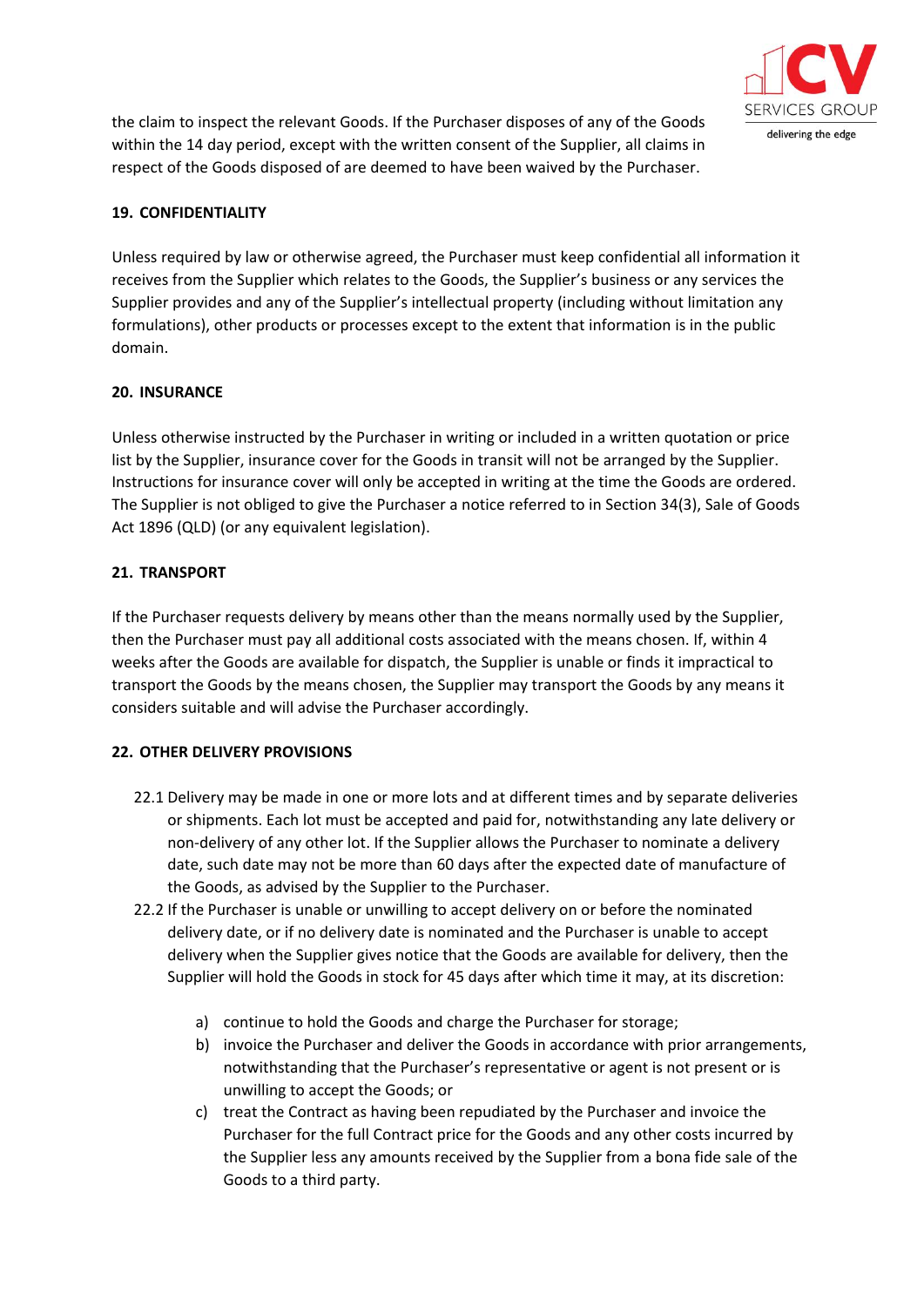the claim to inspect the relevant Goods. If the Purchaser disposes of any of the Goods within the 14 day period, except with the written consent of the Supplier, all claims in respect of the Goods disposed of are deemed to have been waived by the Purchaser.

## 19. CONFIDENTIALITY

Unless required by law or otherwise agreed, the Purchaser must keep confidential all information it receives from the Supplier which relates to the Goods, the Supplier's business or any services the Supplier provides and any of the Supplier's intellectual property (including without limitation any formulations), other products or processes except to the extent that information is in the public domain.

## 20. INSURANCE

Unless otherwise instructed by the Purchaser in writing or included in a written quotation or price list by the Supplier, insurance cover for the Goods in transit will not be arranged by the Supplier. Instructions for insurance cover will only be accepted in writing at the time the Goods are ordered. The Supplier is not obliged to give the Purchaser a notice referred to in Section 34(3), Sale of Goods Act 1896 (QLD) (or any equivalent legislation).

## 21. TRANSPORT

If the Purchaser requests delivery by means other than the means normally used by the Supplier, then the Purchaser must pay all additional costs associated with the means chosen. If, within 4 weeks after the Goods are available for dispatch, the Supplier is unable or finds it impractical to transport the Goods by the means chosen, the Supplier may transport the Goods by any means it considers suitable and will advise the Purchaser accordingly.

## 22. OTHER DELIVERY PROVISIONS

22.1 Delivery may be made in one or more lots and at different times and by separate deliveries or shipments. Each lot must be accepted and paid for, notwithstanding any late delivery or non-delivery of any other lot. If the Supplier allows the Purchaser to nominate a delivery date, such date may not be more than 60 days after the expected date of manufacture of the Goods, as advised by the Supplier to the Purchaser.

22.2 If the Purchaser is unable or unwilling to accept delivery on or before the nominated delivery date, or if no delivery date is nominated and the Purchaser is unable to accept delivery when the Supplier gives notice that the Goods are available for delivery, then the Supplier will hold the Goods in stock for 45 days after which time it may, at its discretion:

a) continue to hold the Goods and charge the Purchaser for storage;
b) invoice the Purchaser and deliver the Goods in accordance with prior arrangements, notwithstanding that the Purchaser's representative or agent is not present or is unwilling to accept the Goods; or
c) treat the Contract as having been repudiated by the Purchaser and invoice the Purchaser for the full Contract price for the Goods and any other costs incurred by the Supplier less any amounts received by the Supplier from a bona fide sale of the Goods to a third party.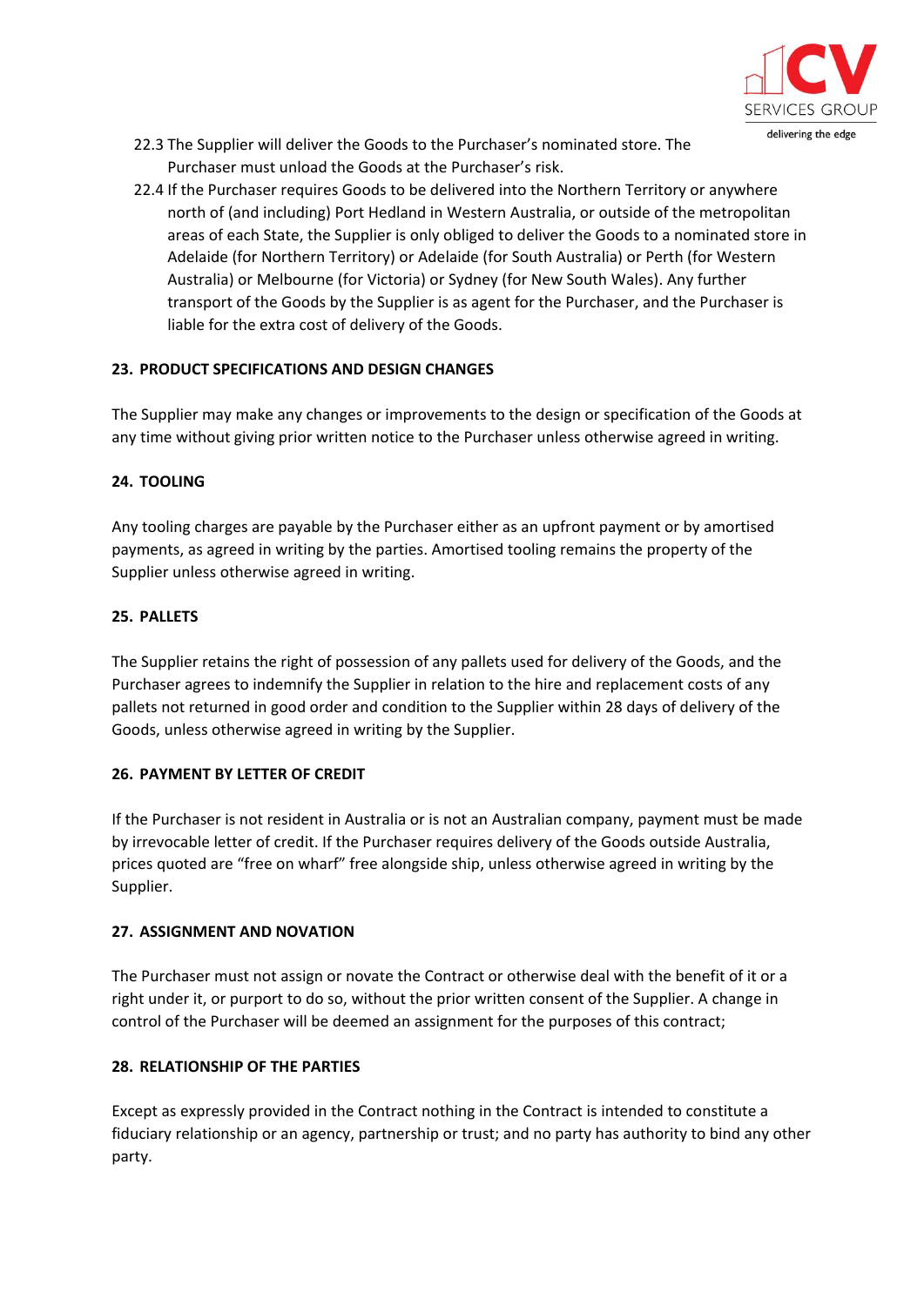22.3 The Supplier will deliver the Goods to the Purchaser's nominated store. The Purchaser must unload the Goods at the Purchaser's risk.

22.4 If the Purchaser requires Goods to be delivered into the Northern Territory or anywhere north of (and including) Port Hedland in Western Australia, or outside of the metropolitan areas of each State, the Supplier is only obliged to deliver the Goods to a nominated store in Adelaide (for Northern Territory) or Adelaide (for South Australia) or Perth (for Western Australia) or Melbourne (for Victoria) or Sydney (for New South Wales). Any further transport of the Goods by the Supplier is as agent for the Purchaser, and the Purchaser is liable for the extra cost of delivery of the Goods.

## 23. PRODUCT SPECIFICATIONS AND DESIGN CHANGES

The Supplier may make any changes or improvements to the design or specification of the Goods at any time without giving prior written notice to the Purchaser unless otherwise agreed in writing.

## 24. TOOLING

Any tooling charges are payable by the Purchaser either as an upfront payment or by amortised payments, as agreed in writing by the parties. Amortised tooling remains the property of the Supplier unless otherwise agreed in writing.

## 25. PALLETS

The Supplier retains the right of possession of any pallets used for delivery of the Goods, and the Purchaser agrees to indemnify the Supplier in relation to the hire and replacement costs of any pallets not returned in good order and condition to the Supplier within 28 days of delivery of the Goods, unless otherwise agreed in writing by the Supplier.

## 26. PAYMENT BY LETTER OF CREDIT

If the Purchaser is not resident in Australia or is not an Australian company, payment must be made by irrevocable letter of credit. If the Purchaser requires delivery of the Goods outside Australia, prices quoted are "free on wharf" free alongside ship, unless otherwise agreed in writing by the Supplier.

## 27. ASSIGNMENT AND NOVATION

The Purchaser must not assign or novate the Contract or otherwise deal with the benefit of it or a right under it, or purport to do so, without the prior written consent of the Supplier. A change in control of the Purchaser will be deemed an assignment for the purposes of this contract;

## 28. RELATIONSHIP OF THE PARTIES

Except as expressly provided in the Contract nothing in the Contract is intended to constitute a fiduciary relationship or an agency, partnership or trust; and no party has authority to bind any other party.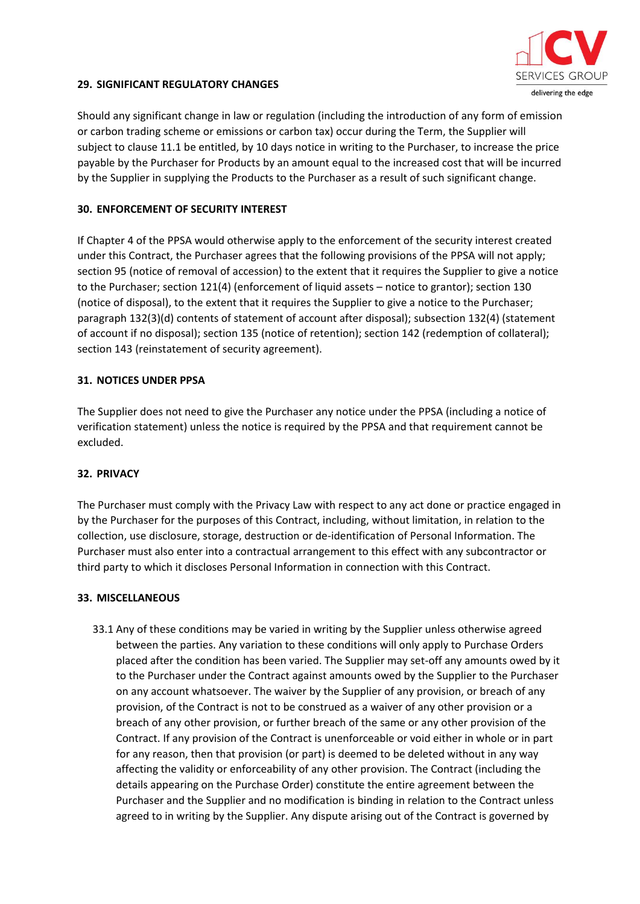## 29. SIGNIFICANT REGULATORY CHANGES

Should any significant change in law or regulation (including the introduction of any form of emission or carbon trading scheme or emissions or carbon tax) occur during the Term, the Supplier will subject to clause 11.1 be entitled, by 10 days notice in writing to the Purchaser, to increase the price payable by the Purchaser for Products by an amount equal to the increased cost that will be incurred by the Supplier in supplying the Products to the Purchaser as a result of such significant change.

## 30. ENFORCEMENT OF SECURITY INTEREST

If Chapter 4 of the PPSA would otherwise apply to the enforcement of the security interest created under this Contract, the Purchaser agrees that the following provisions of the PPSA will not apply; section 95 (notice of removal of accession) to the extent that it requires the Supplier to give a notice to the Purchaser; section 121(4) (enforcement of liquid assets – notice to grantor); section 130 (notice of disposal), to the extent that it requires the Supplier to give a notice to the Purchaser; paragraph 132(3)(d) contents of statement of account after disposal); subsection 132(4) (statement of account if no disposal); section 135 (notice of retention); section 142 (redemption of collateral); section 143 (reinstatement of security agreement).

## 31. NOTICES UNDER PPSA

The Supplier does not need to give the Purchaser any notice under the PPSA (including a notice of verification statement) unless the notice is required by the PPSA and that requirement cannot be excluded.

## 32. PRIVACY

The Purchaser must comply with the Privacy Law with respect to any act done or practice engaged in by the Purchaser for the purposes of this Contract, including, without limitation, in relation to the collection, use disclosure, storage, destruction or de-identification of Personal Information. The Purchaser must also enter into a contractual arrangement to this effect with any subcontractor or third party to which it discloses Personal Information in connection with this Contract.

## 33. MISCELLANEOUS

33.1 Any of these conditions may be varied in writing by the Supplier unless otherwise agreed between the parties. Any variation to these conditions will only apply to Purchase Orders placed after the condition has been varied. The Supplier may set-off any amounts owed by it to the Purchaser under the Contract against amounts owed by the Supplier to the Purchaser on any account whatsoever. The waiver by the Supplier of any provision, or breach of any provision, of the Contract is not to be construed as a waiver of any other provision or a breach of any other provision, or further breach of the same or any other provision of the Contract. If any provision of the Contract is unenforceable or void either in whole or in part for any reason, then that provision (or part) is deemed to be deleted without in any way affecting the validity or enforceability of any other provision. The Contract (including the details appearing on the Purchase Order) constitute the entire agreement between the Purchaser and the Supplier and no modification is binding in relation to the Contract unless agreed to in writing by the Supplier. Any dispute arising out of the Contract is governed by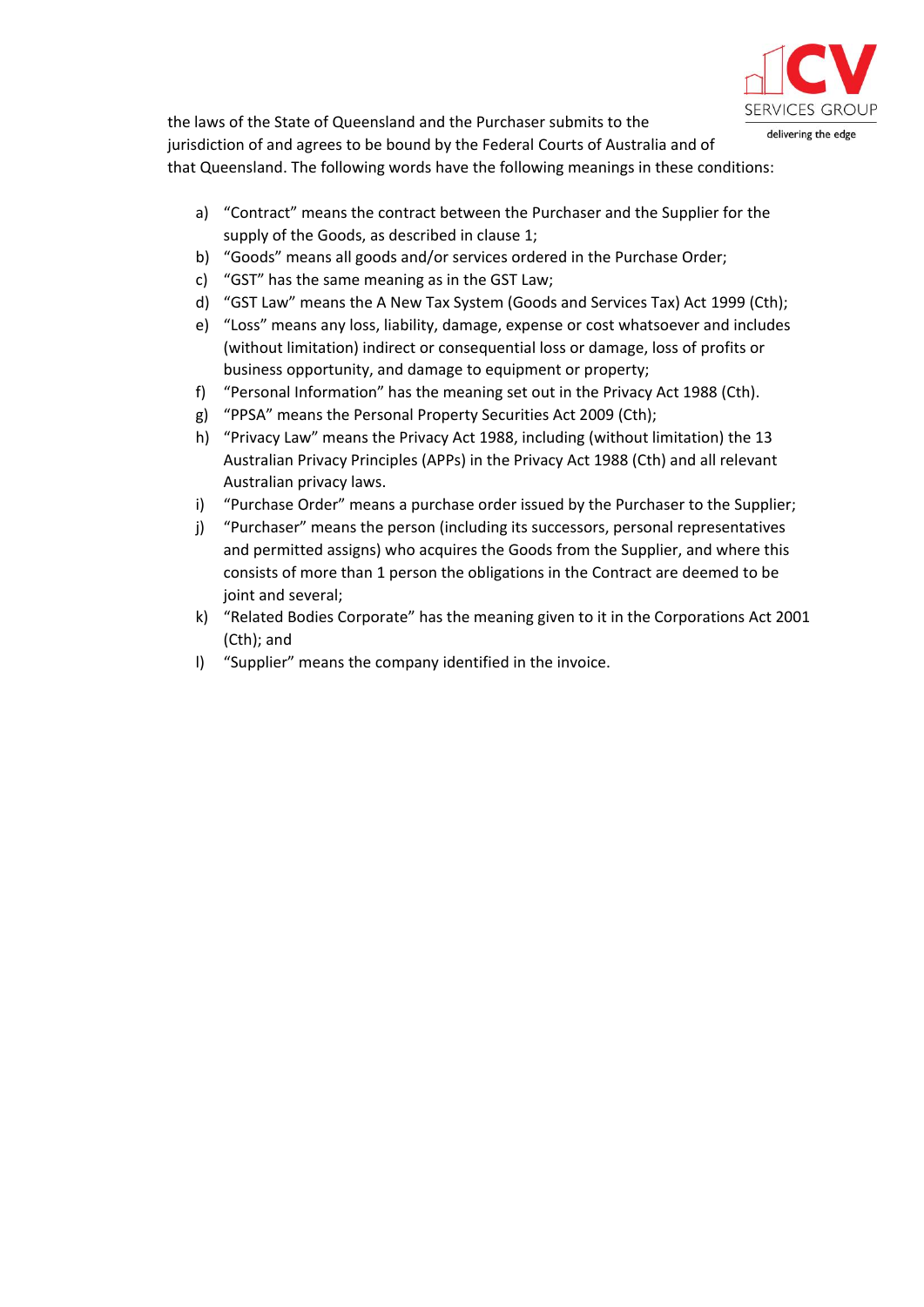the laws of the State of Queensland and the Purchaser submits to the jurisdiction of and agrees to be bound by the Federal Courts of Australia and of that Queensland. The following words have the following meanings in these conditions:

a) "Contract" means the contract between the Purchaser and the Supplier for the supply of the Goods, as described in clause 1;
b) "Goods" means all goods and/or services ordered in the Purchase Order;
c) "GST" has the same meaning as in the GST Law;
d) "GST Law" means the A New Tax System (Goods and Services Tax) Act 1999 (Cth);
e) "Loss" means any loss, liability, damage, expense or cost whatsoever and includes (without limitation) indirect or consequential loss or damage, loss of profits or business opportunity, and damage to equipment or property;
f) "Personal Information" has the meaning set out in the Privacy Act 1988 (Cth).
g) "PPSA" means the Personal Property Securities Act 2009 (Cth);
h) "Privacy Law" means the Privacy Act 1988, including (without limitation) the 13 Australian Privacy Principles (APPs) in the Privacy Act 1988 (Cth) and all relevant Australian privacy laws.
i) "Purchase Order" means a purchase order issued by the Purchaser to the Supplier;
j) "Purchaser" means the person (including its successors, personal representatives and permitted assigns) who acquires the Goods from the Supplier, and where this consists of more than 1 person the obligations in the Contract are deemed to be joint and several;
k) "Related Bodies Corporate" has the meaning given to it in the Corporations Act 2001 (Cth); and
l) "Supplier" means the company identified in the invoice.